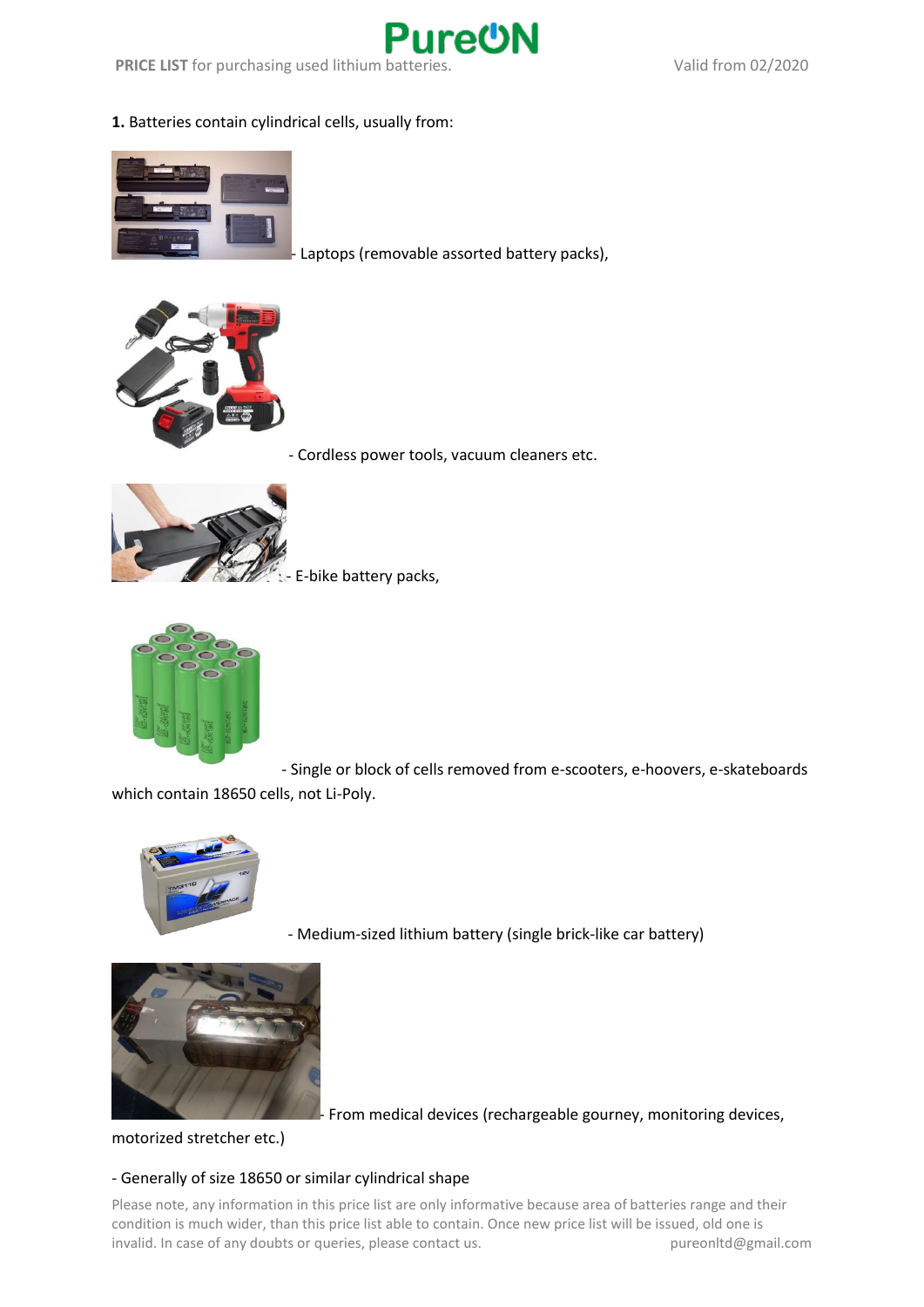PureON

**PRICE LIST** for purchasing used lithium batteries. Valid from 02/2020

**1.** Batteries contain cylindrical cells, usually from:

- Laptops (removable assorted battery packs),

- Cordless power tools, vacuum cleaners etc.

- E-bike battery packs,

- Single or block of cells removed from e-scooters, e-hoovers, e-skateboards which contain 18650 cells, not Li-Poly.

- Medium-sized lithium battery (single brick-like car battery)

- From medical devices (rechargeable gourney, monitoring devices, motorized stretcher etc.)

- Generally of size 18650 or similar cylindrical shape

Please note, any information in this price list are only informative because area of batteries range and their condition is much wider, than this price list able to contain. Once new price list will be issued, old one is invalid. In case of any doubts or queries, please contact us. pureonltd@gmail.com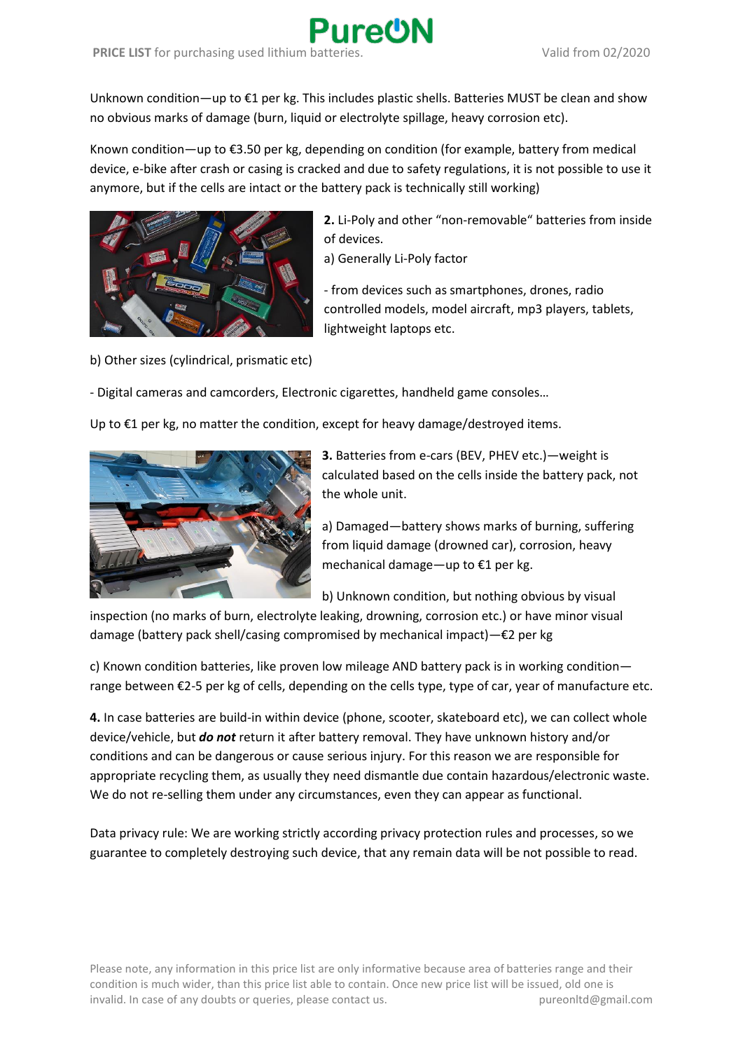Unknown condition—up to €1 per kg. This includes plastic shells. Batteries MUST be clean and show no obvious marks of damage (burn, liquid or electrolyte spillage, heavy corrosion etc).

Known condition—up to €3.50 per kg, depending on condition (for example, battery from medical device, e-bike after crash or casing is cracked and due to safety regulations, it is not possible to use it anymore, but if the cells are intact or the battery pack is technically still working)

**2.** Li-Poly and other "non-removable" batteries from inside of devices.

a) Generally Li-Poly factor

- from devices such as smartphones, drones, radio controlled models, model aircraft, mp3 players, tablets, lightweight laptops etc.

b) Other sizes (cylindrical, prismatic etc)

- Digital cameras and camcorders, Electronic cigarettes, handheld game consoles…

Up to €1 per kg, no matter the condition, except for heavy damage/destroyed items.

**3.** Batteries from e-cars (BEV, PHEV etc.)—weight is calculated based on the cells inside the battery pack, not the whole unit.

a) Damaged—battery shows marks of burning, suffering from liquid damage (drowned car), corrosion, heavy mechanical damage—up to €1 per kg.

b) Unknown condition, but nothing obvious by visual inspection (no marks of burn, electrolyte leaking, drowning, corrosion etc.) or have minor visual damage (battery pack shell/casing compromised by mechanical impact)—€2 per kg

c) Known condition batteries, like proven low mileage AND battery pack is in working condition—range between €2-5 per kg of cells, depending on the cells type, type of car, year of manufacture etc.

**4.** In case batteries are build-in within device (phone, scooter, skateboard etc), we can collect whole device/vehicle, but ***do not*** return it after battery removal. They have unknown history and/or conditions and can be dangerous or cause serious injury. For this reason we are responsible for appropriate recycling them, as usually they need dismantle due contain hazardous/electronic waste. We do not re-selling them under any circumstances, even they can appear as functional.

Data privacy rule: We are working strictly according privacy protection rules and processes, so we guarantee to completely destroying such device, that any remain data will be not possible to read.

Please note, any information in this price list are only informative because area of batteries range and their condition is much wider, than this price list able to contain. Once new price list will be issued, old one is invalid. In case of any doubts or queries, please contact us. pureonltd@gmail.com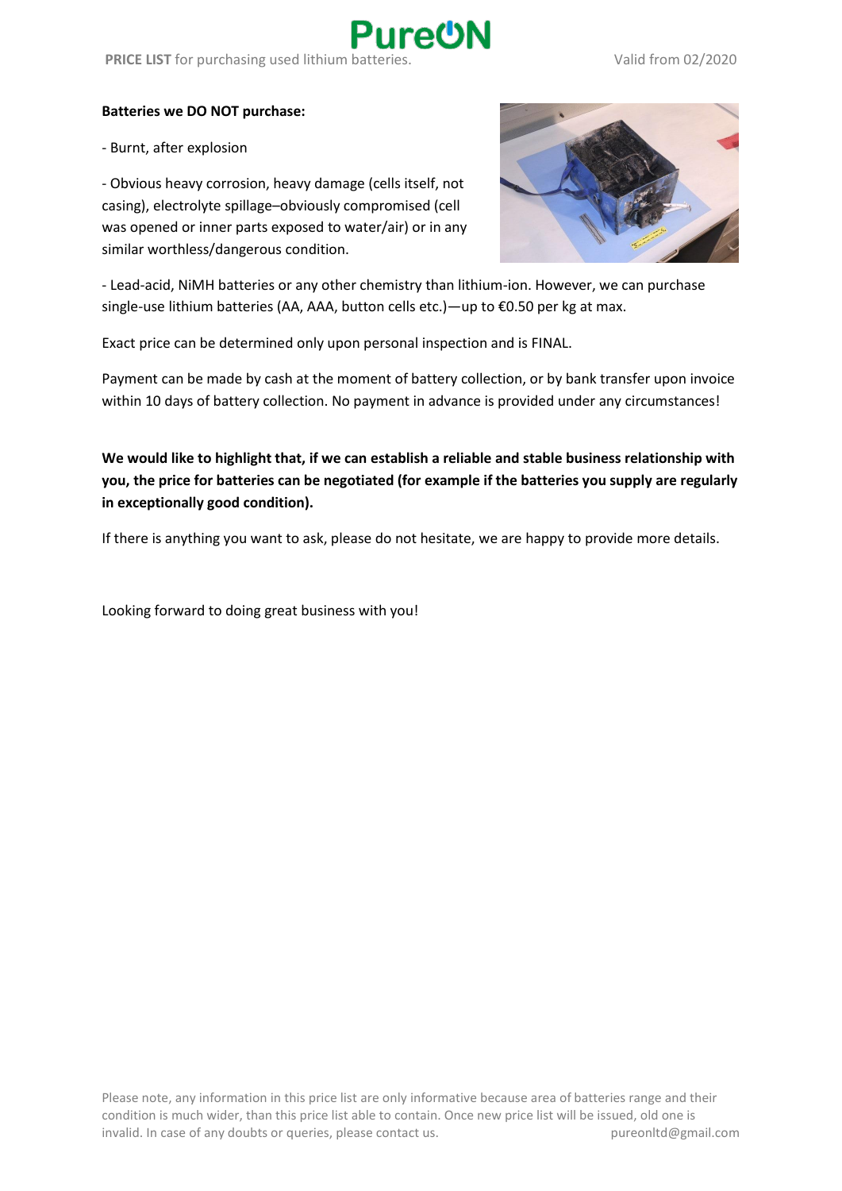**Batteries we DO NOT purchase:**

- Burnt, after explosion

- Obvious heavy corrosion, heavy damage (cells itself, not casing), electrolyte spillage–obviously compromised (cell was opened or inner parts exposed to water/air) or in any similar worthless/dangerous condition.

- Lead-acid, NiMH batteries or any other chemistry than lithium-ion. However, we can purchase single-use lithium batteries (AA, AAA, button cells etc.)—up to €0.50 per kg at max.

Exact price can be determined only upon personal inspection and is FINAL.

Payment can be made by cash at the moment of battery collection, or by bank transfer upon invoice within 10 days of battery collection. No payment in advance is provided under any circumstances!

**We would like to highlight that, if we can establish a reliable and stable business relationship with you, the price for batteries can be negotiated (for example if the batteries you supply are regularly in exceptionally good condition).**

If there is anything you want to ask, please do not hesitate, we are happy to provide more details.

Looking forward to doing great business with you!

Please note, any information in this price list are only informative because area of batteries range and their condition is much wider, than this price list able to contain. Once new price list will be issued, old one is invalid. In case of any doubts or queries, please contact us. pureonltd@gmail.com